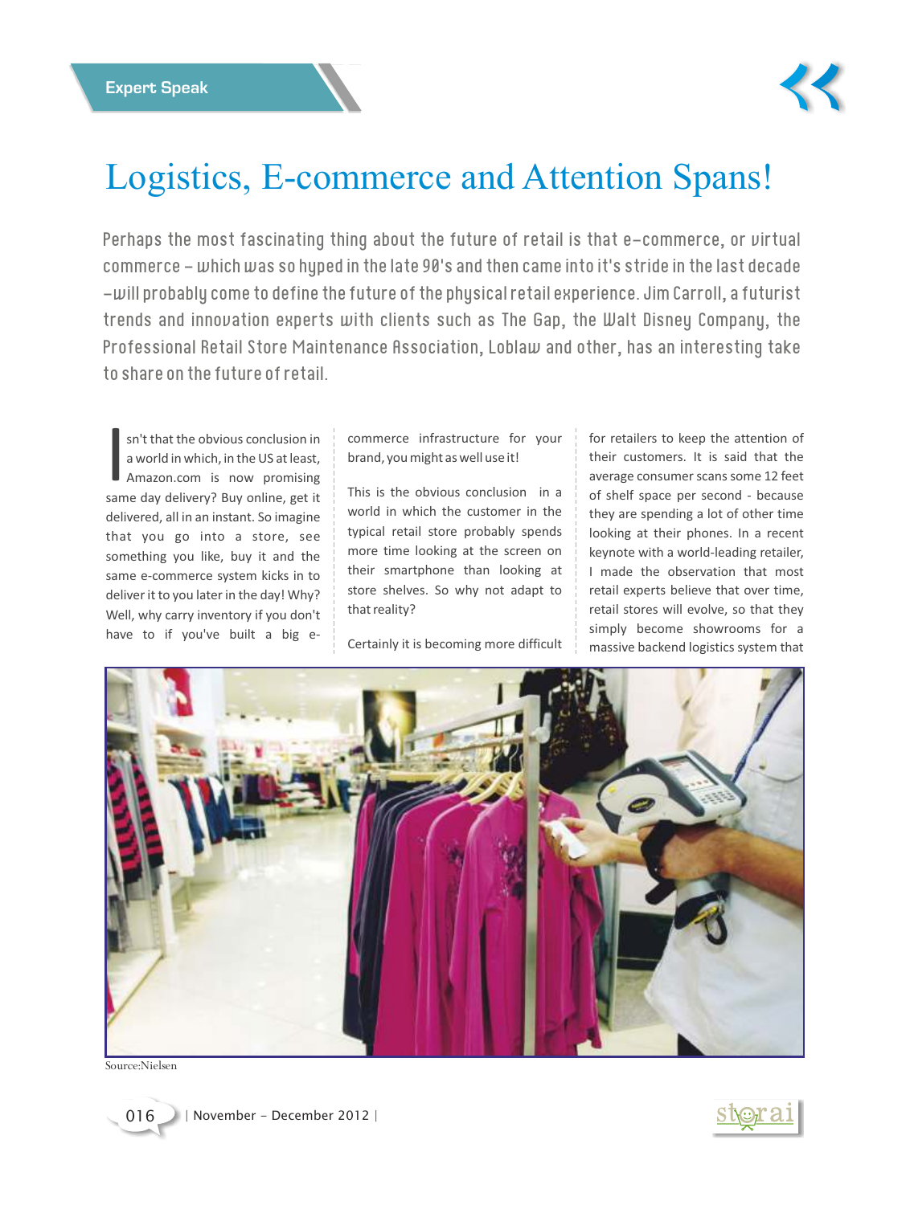Expert Speak

# Logistics, E-commerce and Attention Spans!

Perhaps the most fascinating thing about the future of retail is that e-commerce, or virtual commerce – which was so hyped in the late 90's and then came into it's stride in the last decade –will probably come to define the future of the physical retail experience. Jim Carroll, a futurist trends and innovation experts with clients such as The Gap, the Walt Disney Company, the Professional Retail Store Maintenance Association, Loblaw and other, has an interesting take to share on the future of retail.

Isn't that the obvious conclusion in a world in which, in the US at least, Amazon.com is now promising same day delivery? Buy online, get it delivered, all in an instant. So imagine that you go into a store, see something you like, buy it and the same e-commerce system kicks in to deliver it to you later in the day! Why? Well, why carry inventory if you don't have to if you've built a big e-commerce infrastructure for your brand, you might as well use it!

This is the obvious conclusion in a world in which the customer in the typical retail store probably spends more time looking at the screen on their smartphone than looking at store shelves. So why not adapt to that reality?

Certainly it is becoming more difficult for retailers to keep the attention of their customers. It is said that the average consumer scans some 12 feet of shelf space per second - because they are spending a lot of other time looking at their phones. In a recent keynote with a world-leading retailer, I made the observation that most retail experts believe that over time, retail stores will evolve, so that they simply become showrooms for a massive backend logistics system that

Source:Nielsen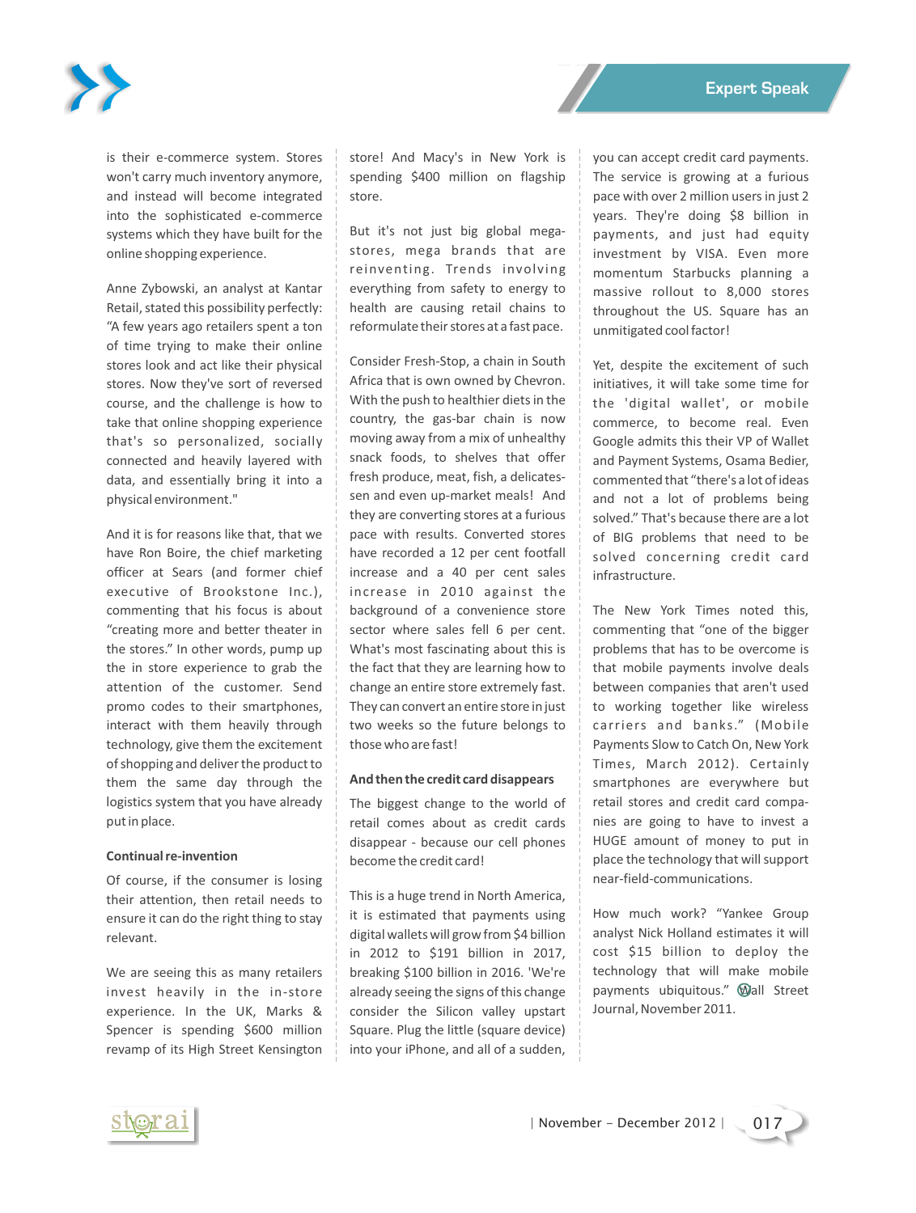is their e-commerce system. Stores won't carry much inventory anymore, and instead will become integrated into the sophisticated e-commerce systems which they have built for the online shopping experience.

Anne Zybowski, an analyst at Kantar Retail, stated this possibility perfectly: "A few years ago retailers spent a ton of time trying to make their online stores look and act like their physical stores. Now they've sort of reversed course, and the challenge is how to take that online shopping experience that's so personalized, socially connected and heavily layered with data, and essentially bring it into a physical environment."

And it is for reasons like that, that we have Ron Boire, the chief marketing officer at Sears (and former chief executive of Brookstone Inc.), commenting that his focus is about "creating more and better theater in the stores." In other words, pump up the in store experience to grab the attention of the customer. Send promo codes to their smartphones, interact with them heavily through technology, give them the excitement of shopping and deliver the product to them the same day through the logistics system that you have already put in place.

**Continual re-invention**

Of course, if the consumer is losing their attention, then retail needs to ensure it can do the right thing to stay relevant.

We are seeing this as many retailers invest heavily in the in-store experience. In the UK, Marks & Spencer is spending $600 million revamp of its High Street Kensington store! And Macy's in New York is spending $400 million on flagship store.

But it's not just big global mega-stores, mega brands that are reinventing. Trends involving everything from safety to energy to health are causing retail chains to reformulate their stores at a fast pace.

Consider Fresh-Stop, a chain in South Africa that is own owned by Chevron. With the push to healthier diets in the country, the gas-bar chain is now moving away from a mix of unhealthy snack foods, to shelves that offer fresh produce, meat, fish, a delicatessen and even up-market meals! And they are converting stores at a furious pace with results. Converted stores have recorded a 12 per cent footfall increase and a 40 per cent sales increase in 2010 against the background of a convenience store sector where sales fell 6 per cent. What's most fascinating about this is the fact that they are learning how to change an entire store extremely fast. They can convert an entire store in just two weeks so the future belongs to those who are fast!

**And then the credit card disappears**

The biggest change to the world of retail comes about as credit cards disappear - because our cell phones become the credit card!

This is a huge trend in North America, it is estimated that payments using digital wallets will grow from $4 billion in 2012 to $191 billion in 2017, breaking $100 billion in 2016. 'We're already seeing the signs of this change consider the Silicon valley upstart Square. Plug the little (square device) into your iPhone, and all of a sudden, you can accept credit card payments. The service is growing at a furious pace with over 2 million users in just 2 years. They're doing $8 billion in payments, and just had equity investment by VISA. Even more momentum Starbucks planning a massive rollout to 8,000 stores throughout the US. Square has an unmitigated cool factor!

Yet, despite the excitement of such initiatives, it will take some time for the 'digital wallet', or mobile commerce, to become real. Even Google admits this their VP of Wallet and Payment Systems, Osama Bedier, commented that "there's a lot of ideas and not a lot of problems being solved." That's because there are a lot of BIG problems that need to be solved concerning credit card infrastructure.

The New York Times noted this, commenting that "one of the bigger problems that has to be overcome is that mobile payments involve deals between companies that aren't used to working together like wireless carriers and banks." (Mobile Payments Slow to Catch On, New York Times, March 2012). Certainly smartphones are everywhere but retail stores and credit card companies are going to have to invest a HUGE amount of money to put in place the technology that will support near-field-communications.

How much work? "Yankee Group analyst Nick Holland estimates it will cost $15 billion to deploy the technology that will make mobile payments ubiquitous." Wall Street Journal, November 2011.